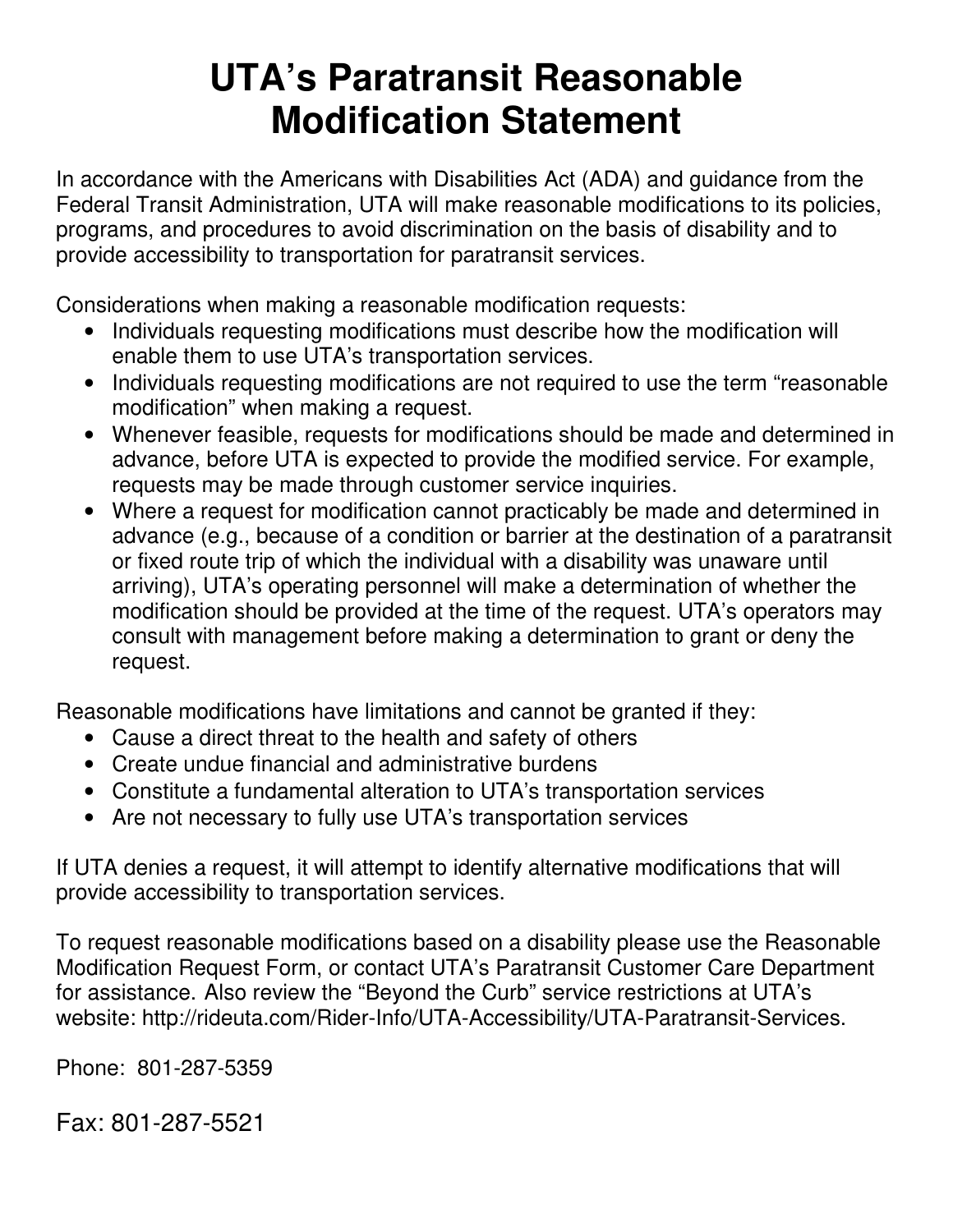# UTA's Paratransit Reasonable Modification Statement

In accordance with the Americans with Disabilities Act (ADA) and guidance from the Federal Transit Administration, UTA will make reasonable modifications to its policies, programs, and procedures to avoid discrimination on the basis of disability and to provide accessibility to transportation for paratransit services.

Considerations when making a reasonable modification requests:

- Individuals requesting modifications must describe how the modification will enable them to use UTA's transportation services.
- Individuals requesting modifications are not required to use the term "reasonable modification" when making a request.
- Whenever feasible, requests for modifications should be made and determined in advance, before UTA is expected to provide the modified service. For example, requests may be made through customer service inquiries.
- Where a request for modification cannot practicably be made and determined in advance (e.g., because of a condition or barrier at the destination of a paratransit or fixed route trip of which the individual with a disability was unaware until arriving), UTA's operating personnel will make a determination of whether the modification should be provided at the time of the request. UTA's operators may consult with management before making a determination to grant or deny the request.

Reasonable modifications have limitations and cannot be granted if they:

- Cause a direct threat to the health and safety of others
- Create undue financial and administrative burdens
- Constitute a fundamental alteration to UTA's transportation services
- Are not necessary to fully use UTA's transportation services

If UTA denies a request, it will attempt to identify alternative modifications that will provide accessibility to transportation services.

To request reasonable modifications based on a disability please use the Reasonable Modification Request Form, or contact UTA's Paratransit Customer Care Department for assistance. Also review the "Beyond the Curb" service restrictions at UTA's website: http://rideuta.com/Rider-Info/UTA-Accessibility/UTA-Paratransit-Services.

Phone: 801-287-5359

Fax: 801-287-5521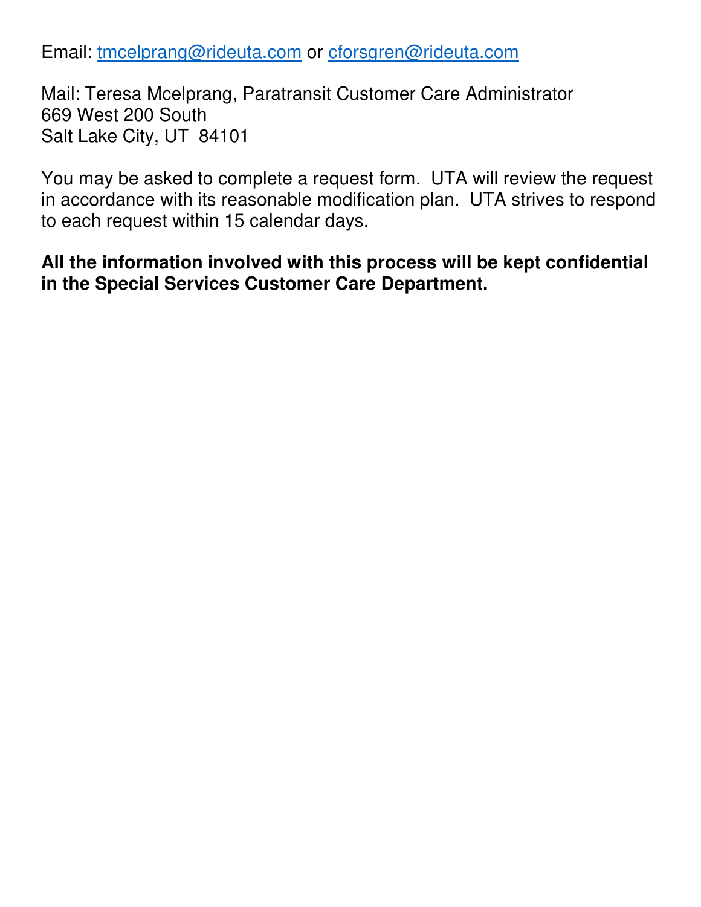Email: tmcelprang@rideuta.com or cforsgren@rideuta.com

Mail: Teresa Mcelprang, Paratransit Customer Care Administrator
669 West 200 South
Salt Lake City, UT 84101

You may be asked to complete a request form. UTA will review the request in accordance with its reasonable modification plan. UTA strives to respond to each request within 15 calendar days.

**All the information involved with this process will be kept confidential in the Special Services Customer Care Department.**